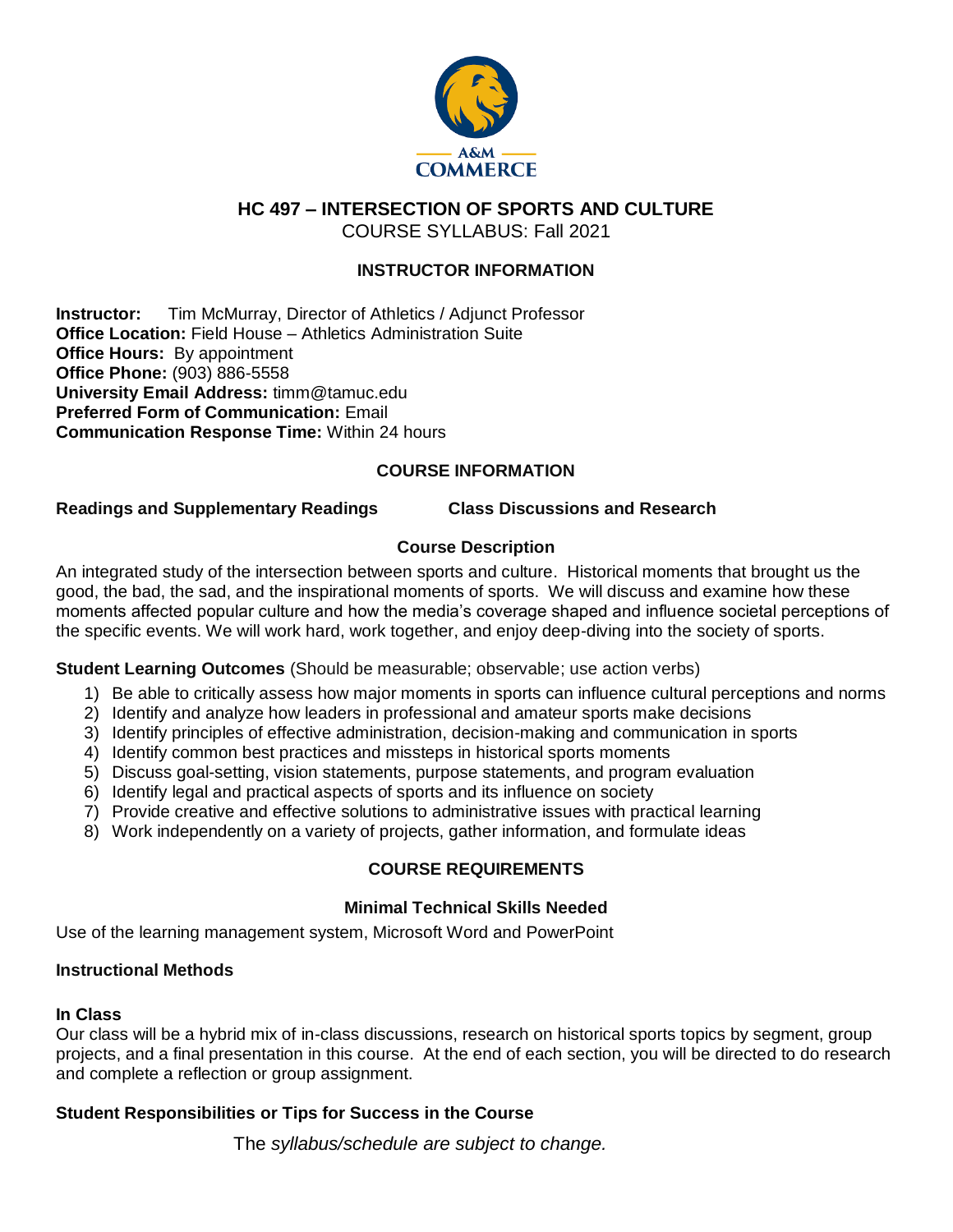# HC 497 – INTERSECTION OF SPORTS AND CULTURE

COURSE SYLLABUS: Fall 2021

## INSTRUCTOR INFORMATION

**Instructor:** Tim McMurray, Director of Athletics / Adjunct Professor
**Office Location:** Field House – Athletics Administration Suite
**Office Hours:** By appointment
**Office Phone:** (903) 886-5558
**University Email Address:** timm@tamuc.edu
**Preferred Form of Communication:** Email
**Communication Response Time:** Within 24 hours

## COURSE INFORMATION

**Readings and Supplementary Readings** **Class Discussions and Research**

### Course Description

An integrated study of the intersection between sports and culture. Historical moments that brought us the good, the bad, the sad, and the inspirational moments of sports. We will discuss and examine how these moments affected popular culture and how the media's coverage shaped and influence societal perceptions of the specific events. We will work hard, work together, and enjoy deep-diving into the society of sports.

**Student Learning Outcomes** (Should be measurable; observable; use action verbs)

1) Be able to critically assess how major moments in sports can influence cultural perceptions and norms
2) Identify and analyze how leaders in professional and amateur sports make decisions
3) Identify principles of effective administration, decision-making and communication in sports
4) Identify common best practices and missteps in historical sports moments
5) Discuss goal-setting, vision statements, purpose statements, and program evaluation
6) Identify legal and practical aspects of sports and its influence on society
7) Provide creative and effective solutions to administrative issues with practical learning
8) Work independently on a variety of projects, gather information, and formulate ideas

## COURSE REQUIREMENTS

### Minimal Technical Skills Needed

Use of the learning management system, Microsoft Word and PowerPoint

### Instructional Methods

#### In Class

Our class will be a hybrid mix of in-class discussions, research on historical sports topics by segment, group projects, and a final presentation in this course. At the end of each section, you will be directed to do research and complete a reflection or group assignment.

### Student Responsibilities or Tips for Success in the Course

The *syllabus/schedule are subject to change.*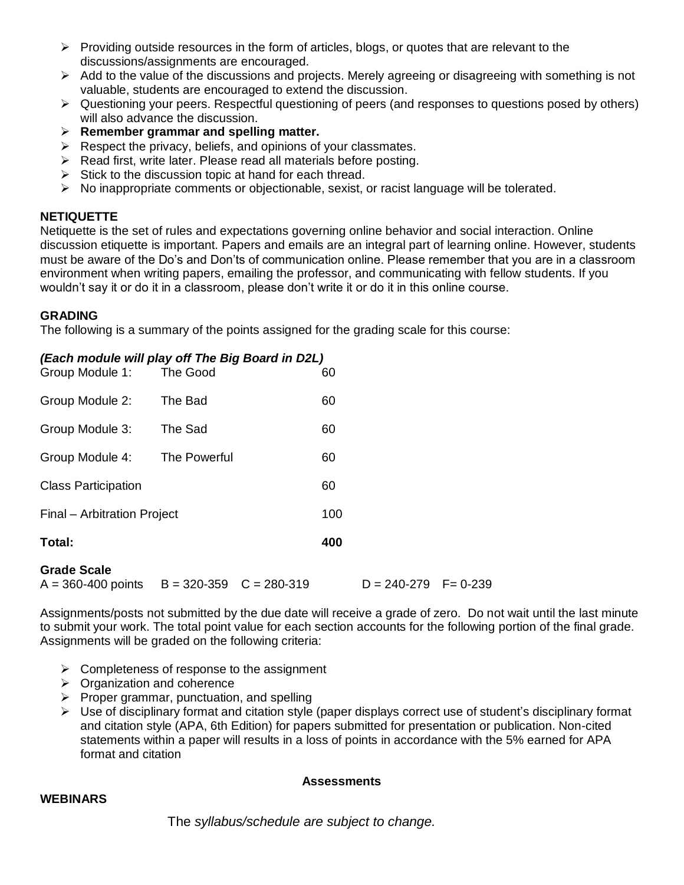- Providing outside resources in the form of articles, blogs, or quotes that are relevant to the discussions/assignments are encouraged.
- Add to the value of the discussions and projects. Merely agreeing or disagreeing with something is not valuable, students are encouraged to extend the discussion.
- Questioning your peers. Respectful questioning of peers (and responses to questions posed by others) will also advance the discussion.
- **Remember grammar and spelling matter.**
- Respect the privacy, beliefs, and opinions of your classmates.
- Read first, write later. Please read all materials before posting.
- Stick to the discussion topic at hand for each thread.
- No inappropriate comments or objectionable, sexist, or racist language will be tolerated.

**NETIQUETTE**

Netiquette is the set of rules and expectations governing online behavior and social interaction. Online discussion etiquette is important. Papers and emails are an integral part of learning online. However, students must be aware of the Do's and Don'ts of communication online. Please remember that you are in a classroom environment when writing papers, emailing the professor, and communicating with fellow students. If you wouldn't say it or do it in a classroom, please don't write it or do it in this online course.

**GRADING**

The following is a summary of the points assigned for the grading scale for this course:

***(Each module will play off The Big Board in D2L)***

| | | |
|---|---|---|
| Group Module 1: | The Good | 60 |
| Group Module 2: | The Bad | 60 |
| Group Module 3: | The Sad | 60 |
| Group Module 4: | The Powerful | 60 |
| Class Participation | | 60 |
| Final – Arbitration Project | | 100 |
| **Total:** | | **400** |

**Grade Scale**

A = 360-400 points B = 320-359 C = 280-319 D = 240-279 F= 0-239

Assignments/posts not submitted by the due date will receive a grade of zero. Do not wait until the last minute to submit your work. The total point value for each section accounts for the following portion of the final grade. Assignments will be graded on the following criteria:

- Completeness of response to the assignment
- Organization and coherence
- Proper grammar, punctuation, and spelling
- Use of disciplinary format and citation style (paper displays correct use of student's disciplinary format and citation style (APA, 6th Edition) for papers submitted for presentation or publication. Non-cited statements within a paper will results in a loss of points in accordance with the 5% earned for APA format and citation

**Assessments**

**WEBINARS**

The *syllabus/schedule are subject to change.*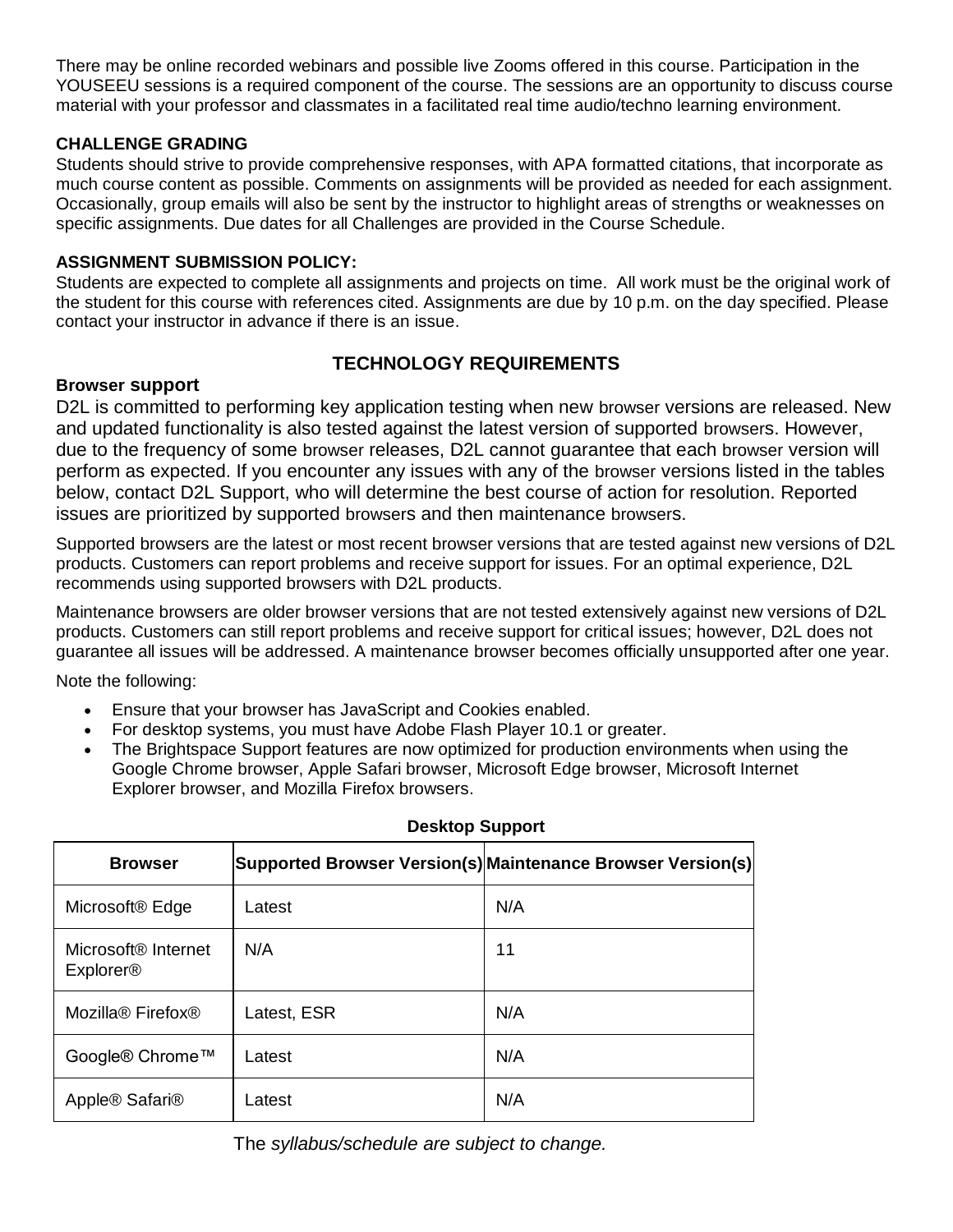There may be online recorded webinars and possible live Zooms offered in this course. Participation in the YOUSEEU sessions is a required component of the course. The sessions are an opportunity to discuss course material with your professor and classmates in a facilitated real time audio/techno learning environment.

**CHALLENGE GRADING**

Students should strive to provide comprehensive responses, with APA formatted citations, that incorporate as much course content as possible. Comments on assignments will be provided as needed for each assignment. Occasionally, group emails will also be sent by the instructor to highlight areas of strengths or weaknesses on specific assignments. Due dates for all Challenges are provided in the Course Schedule.

**ASSIGNMENT SUBMISSION POLICY:**

Students are expected to complete all assignments and projects on time. All work must be the original work of the student for this course with references cited. Assignments are due by 10 p.m. on the day specified. Please contact your instructor in advance if there is an issue.

## TECHNOLOGY REQUIREMENTS

**Browser support**

D2L is committed to performing key application testing when new browser versions are released. New and updated functionality is also tested against the latest version of supported browsers. However, due to the frequency of some browser releases, D2L cannot guarantee that each browser version will perform as expected. If you encounter any issues with any of the browser versions listed in the tables below, contact D2L Support, who will determine the best course of action for resolution. Reported issues are prioritized by supported browsers and then maintenance browsers.

Supported browsers are the latest or most recent browser versions that are tested against new versions of D2L products. Customers can report problems and receive support for issues. For an optimal experience, D2L recommends using supported browsers with D2L products.

Maintenance browsers are older browser versions that are not tested extensively against new versions of D2L products. Customers can still report problems and receive support for critical issues; however, D2L does not guarantee all issues will be addressed. A maintenance browser becomes officially unsupported after one year.

Note the following:

- Ensure that your browser has JavaScript and Cookies enabled.
- For desktop systems, you must have Adobe Flash Player 10.1 or greater.
- The Brightspace Support features are now optimized for production environments when using the Google Chrome browser, Apple Safari browser, Microsoft Edge browser, Microsoft Internet Explorer browser, and Mozilla Firefox browsers.

**Desktop Support**

| Browser | Supported Browser Version(s) | Maintenance Browser Version(s) |
|---|---|---|
| Microsoft® Edge | Latest | N/A |
| Microsoft® Internet Explorer® | N/A | 11 |
| Mozilla® Firefox® | Latest, ESR | N/A |
| Google® Chrome™ | Latest | N/A |
| Apple® Safari® | Latest | N/A |

The *syllabus/schedule are subject to change.*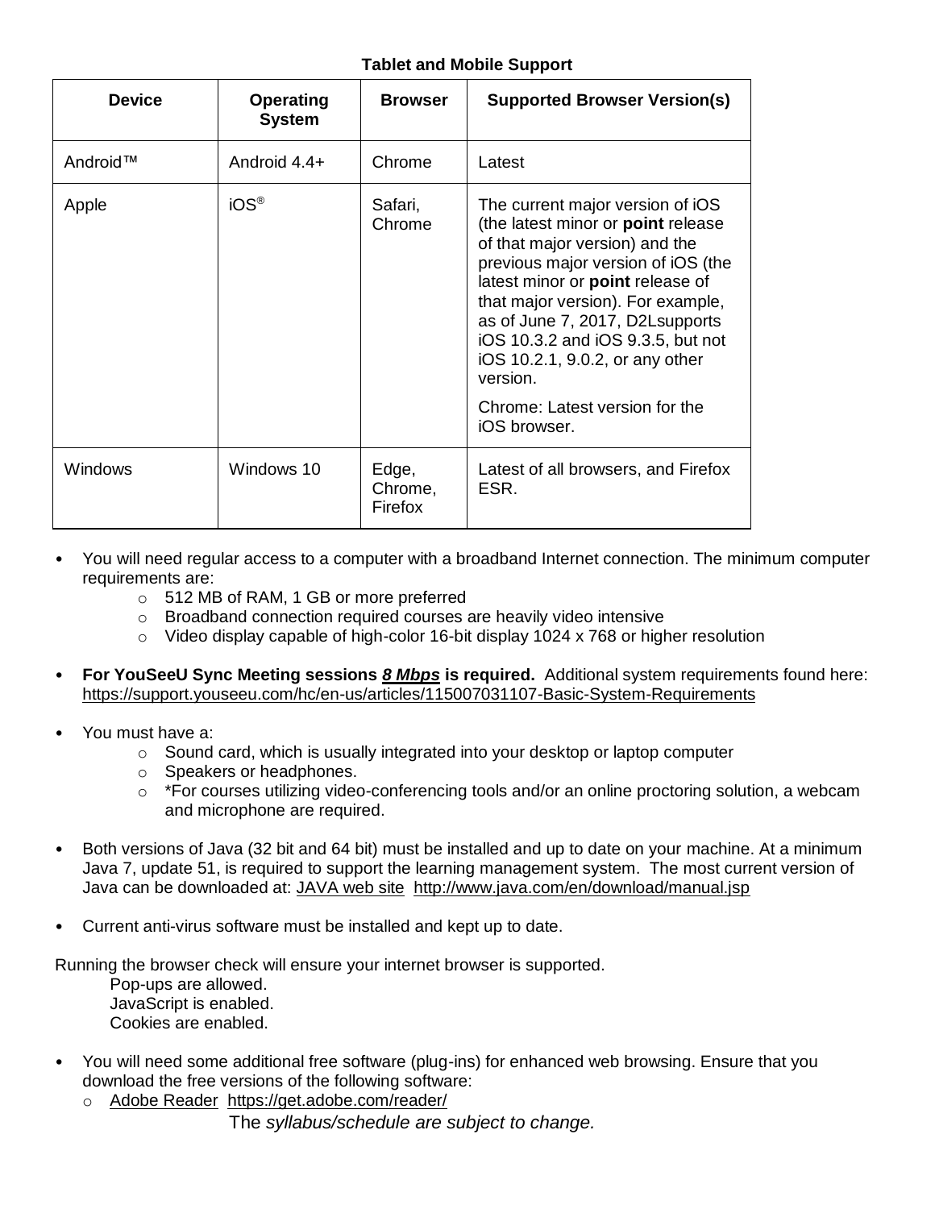**Tablet and Mobile Support**

| Device | Operating System | Browser | Supported Browser Version(s) |
| --- | --- | --- | --- |
| Android™ | Android 4.4+ | Chrome | Latest |
| Apple | iOS® | Safari, Chrome | The current major version of iOS (the latest minor or **point** release of that major version) and the previous major version of iOS (the latest minor or **point** release of that major version). For example, as of June 7, 2017, D2Lsupports iOS 10.3.2 and iOS 9.3.5, but not iOS 10.2.1, 9.0.2, or any other version.<br><br>Chrome: Latest version for the iOS browser. |
| Windows | Windows 10 | Edge, Chrome, Firefox | Latest of all browsers, and Firefox ESR. |

- You will need regular access to a computer with a broadband Internet connection. The minimum computer requirements are:
  - 512 MB of RAM, 1 GB or more preferred
  - Broadband connection required courses are heavily video intensive
  - Video display capable of high-color 16-bit display 1024 x 768 or higher resolution
- **For YouSeeU Sync Meeting sessions *8 Mbps* is required.** Additional system requirements found here: https://support.youseeu.com/hc/en-us/articles/115007031107-Basic-System-Requirements
- You must have a:
  - Sound card, which is usually integrated into your desktop or laptop computer
  - Speakers or headphones.
  - *For courses utilizing video-conferencing tools and/or an online proctoring solution, a webcam and microphone are required.
- Both versions of Java (32 bit and 64 bit) must be installed and up to date on your machine. At a minimum Java 7, update 51, is required to support the learning management system. The most current version of Java can be downloaded at: JAVA web site http://www.java.com/en/download/manual.jsp
- Current anti-virus software must be installed and kept up to date.

Running the browser check will ensure your internet browser is supported.

Pop-ups are allowed.
JavaScript is enabled.
Cookies are enabled.

- You will need some additional free software (plug-ins) for enhanced web browsing. Ensure that you download the free versions of the following software:
  - Adobe Reader https://get.adobe.com/reader/

The *syllabus/schedule are subject to change.*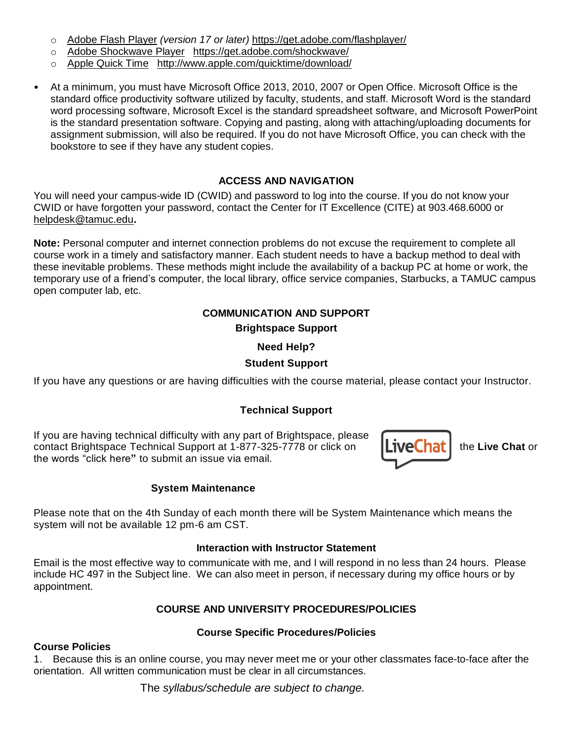- Adobe Flash Player *(version 17 or later)* https://get.adobe.com/flashplayer/
- Adobe Shockwave Player https://get.adobe.com/shockwave/
- Apple Quick Time http://www.apple.com/quicktime/download/

- At a minimum, you must have Microsoft Office 2013, 2010, 2007 or Open Office. Microsoft Office is the standard office productivity software utilized by faculty, students, and staff. Microsoft Word is the standard word processing software, Microsoft Excel is the standard spreadsheet software, and Microsoft PowerPoint is the standard presentation software. Copying and pasting, along with attaching/uploading documents for assignment submission, will also be required. If you do not have Microsoft Office, you can check with the bookstore to see if they have any student copies.

## ACCESS AND NAVIGATION

You will need your campus-wide ID (CWID) and password to log into the course. If you do not know your CWID or have forgotten your password, contact the Center for IT Excellence (CITE) at 903.468.6000 or helpdesk@tamuc.edu**.**

**Note:** Personal computer and internet connection problems do not excuse the requirement to complete all course work in a timely and satisfactory manner. Each student needs to have a backup method to deal with these inevitable problems. These methods might include the availability of a backup PC at home or work, the temporary use of a friend's computer, the local library, office service companies, Starbucks, a TAMUC campus open computer lab, etc.

## COMMUNICATION AND SUPPORT

### Brightspace Support

### Need Help?

### Student Support

If you have any questions or are having difficulties with the course material, please contact your Instructor.

### Technical Support

If you are having technical difficulty with any part of Brightspace, please contact Brightspace Technical Support at 1-877-325-7778 or click on the **Live Chat** or the words "click here**"** to submit an issue via email.

### System Maintenance

Please note that on the 4th Sunday of each month there will be System Maintenance which means the system will not be available 12 pm-6 am CST.

### Interaction with Instructor Statement

Email is the most effective way to communicate with me, and I will respond in no less than 24 hours. Please include HC 497 in the Subject line. We can also meet in person, if necessary during my office hours or by appointment.

## COURSE AND UNIVERSITY PROCEDURES/POLICIES

### Course Specific Procedures/Policies

**Course Policies**

1. Because this is an online course, you may never meet me or your other classmates face-to-face after the orientation. All written communication must be clear in all circumstances.

The *syllabus/schedule are subject to change.*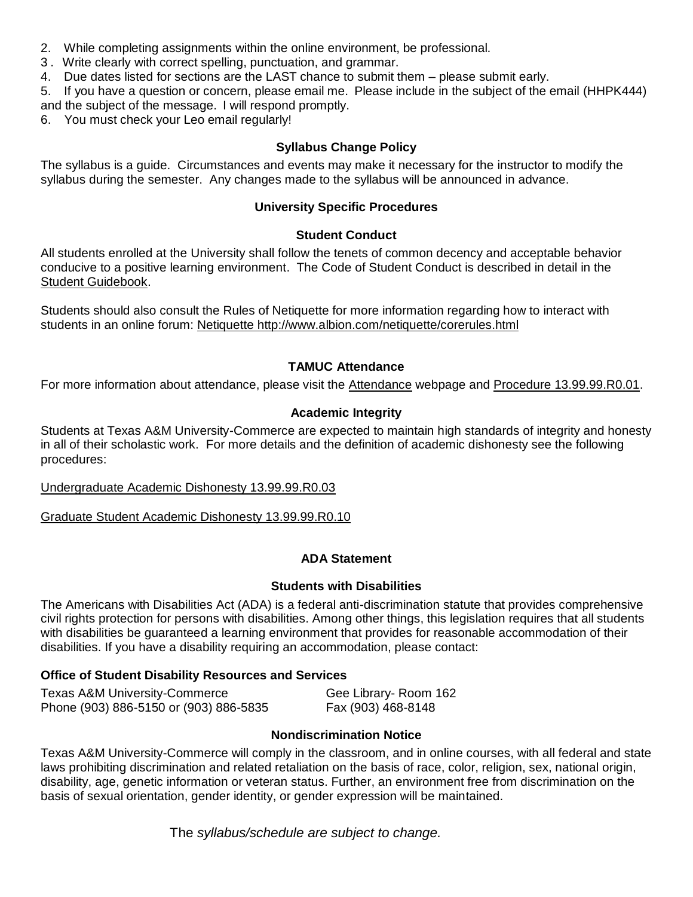2. While completing assignments within the online environment, be professional.
3. Write clearly with correct spelling, punctuation, and grammar.
4. Due dates listed for sections are the LAST chance to submit them – please submit early.
5. If you have a question or concern, please email me. Please include in the subject of the email (HHPK444) and the subject of the message. I will respond promptly.
6. You must check your Leo email regularly!

### Syllabus Change Policy

The syllabus is a guide. Circumstances and events may make it necessary for the instructor to modify the syllabus during the semester. Any changes made to the syllabus will be announced in advance.

## University Specific Procedures

### Student Conduct

All students enrolled at the University shall follow the tenets of common decency and acceptable behavior conducive to a positive learning environment. The Code of Student Conduct is described in detail in the Student Guidebook.

Students should also consult the Rules of Netiquette for more information regarding how to interact with students in an online forum: Netiquette http://www.albion.com/netiquette/corerules.html

### TAMUC Attendance

For more information about attendance, please visit the Attendance webpage and Procedure 13.99.99.R0.01.

### Academic Integrity

Students at Texas A&M University-Commerce are expected to maintain high standards of integrity and honesty in all of their scholastic work. For more details and the definition of academic dishonesty see the following procedures:

Undergraduate Academic Dishonesty 13.99.99.R0.03

Graduate Student Academic Dishonesty 13.99.99.R0.10

### ADA Statement

### Students with Disabilities

The Americans with Disabilities Act (ADA) is a federal anti-discrimination statute that provides comprehensive civil rights protection for persons with disabilities. Among other things, this legislation requires that all students with disabilities be guaranteed a learning environment that provides for reasonable accommodation of their disabilities. If you have a disability requiring an accommodation, please contact:

**Office of Student Disability Resources and Services**

Texas A&M University-Commerce
Gee Library- Room 162
Phone (903) 886-5150 or (903) 886-5835
Fax (903) 468-8148

### Nondiscrimination Notice

Texas A&M University-Commerce will comply in the classroom, and in online courses, with all federal and state laws prohibiting discrimination and related retaliation on the basis of race, color, religion, sex, national origin, disability, age, genetic information or veteran status. Further, an environment free from discrimination on the basis of sexual orientation, gender identity, or gender expression will be maintained.

The *syllabus/schedule are subject to change.*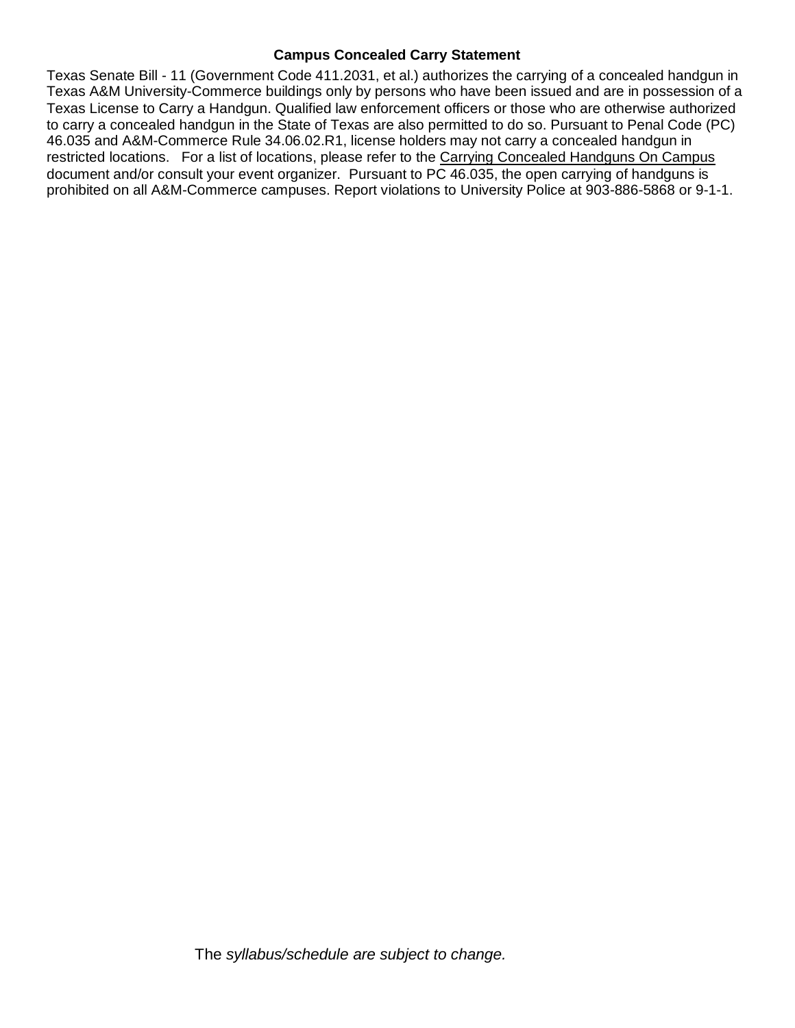### Campus Concealed Carry Statement

Texas Senate Bill - 11 (Government Code 411.2031, et al.) authorizes the carrying of a concealed handgun in Texas A&M University-Commerce buildings only by persons who have been issued and are in possession of a Texas License to Carry a Handgun. Qualified law enforcement officers or those who are otherwise authorized to carry a concealed handgun in the State of Texas are also permitted to do so. Pursuant to Penal Code (PC) 46.035 and A&M-Commerce Rule 34.06.02.R1, license holders may not carry a concealed handgun in restricted locations. For a list of locations, please refer to the Carrying Concealed Handguns On Campus document and/or consult your event organizer. Pursuant to PC 46.035, the open carrying of handguns is prohibited on all A&M-Commerce campuses. Report violations to University Police at 903-886-5868 or 9-1-1.

The *syllabus/schedule are subject to change.*